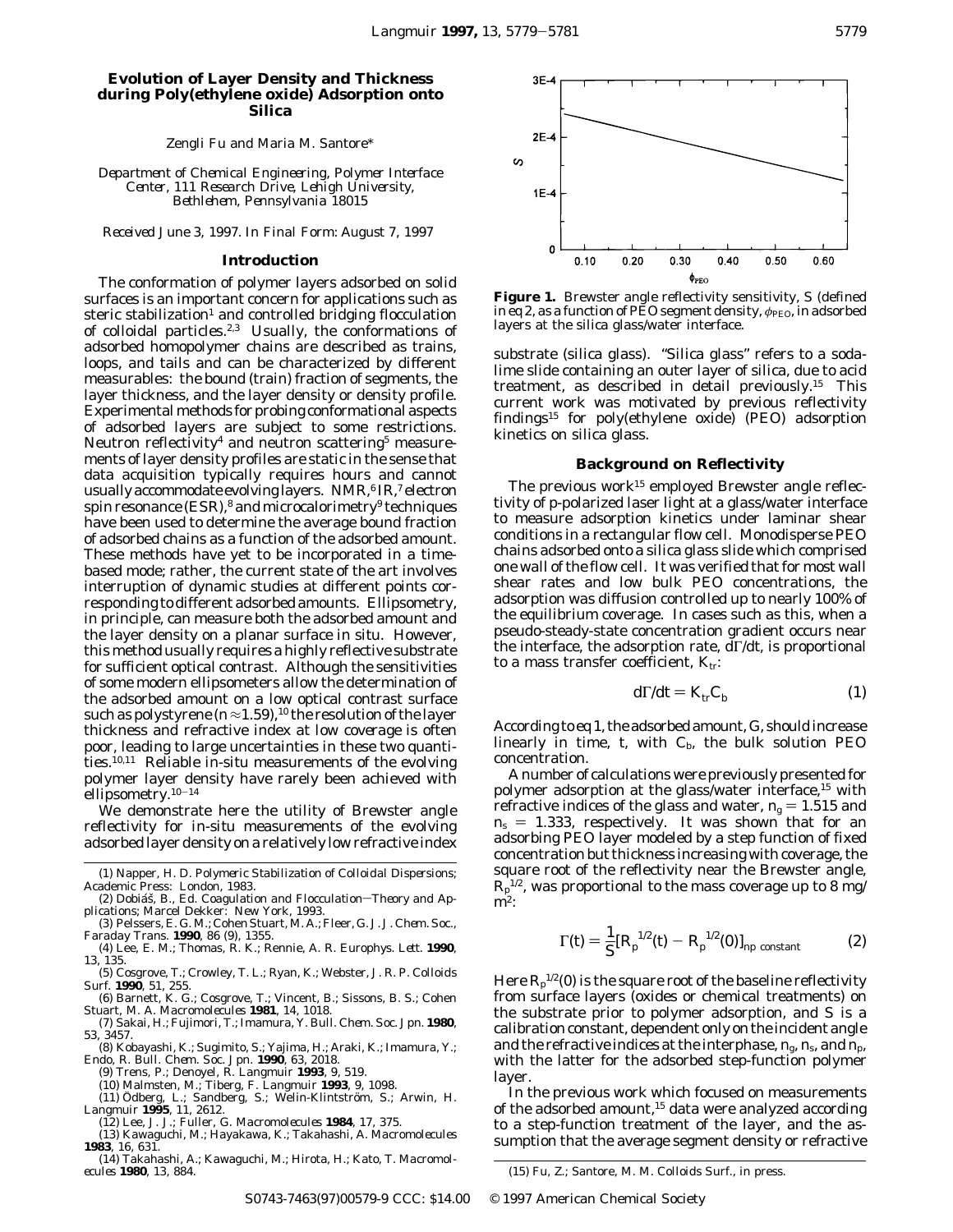# Evolution of Layer Density and Thickness during Poly(ethylene oxide) Adsorption onto Silica

Zengli Fu and Maria M. Santore*

*Department of Chemical Engineering, Polymer Interface Center, 111 Research Drive, Lehigh University, Bethlehem, Pennsylvania 18015*

*Received June 3, 1997. In Final Form: August 7, 1997*

## Introduction

The conformation of polymer layers adsorbed on solid surfaces is an important concern for applications such as steric stabilization[1] and controlled bridging flocculation of colloidal particles.[2,3] Usually, the conformations of adsorbed homopolymer chains are described as trains, loops, and tails and can be characterized by different measurables: the bound (train) fraction of segments, the layer thickness, and the layer density or density profile. Experimental methods for probing conformational aspects of adsorbed layers are subject to some restrictions. Neutron reflectivity[4] and neutron scattering[5] measurements of layer density profiles are static in the sense that data acquisition typically requires hours and cannot usually accommodate evolving layers. NMR,[6] IR,[7] electron spin resonance (ESR),[8] and microcalorimetry[9] techniques have been used to determine the average bound fraction of adsorbed chains as a function of the adsorbed amount. These methods have yet to be incorporated in a time-based mode; rather, the current state of the art involves interruption of dynamic studies at different points corresponding to different adsorbed amounts. Ellipsometry, in principle, can measure both the adsorbed amount and the layer density on a planar surface in situ. However, this method usually requires a highly reflective substrate for sufficient optical contrast. Although the sensitivities of some modern ellipsometers allow the determination of the adsorbed amount on a low optical contrast surface such as polystyrene ($n \approx 1.59$),[10] the resolution of the layer thickness and refractive index at low coverage is often poor, leading to large uncertainties in these two quantities.[10,11] Reliable in-situ measurements of the evolving polymer layer density have rarely been achieved with ellipsometry.[10-14]

We demonstrate here the utility of Brewster angle reflectivity for in-situ measurements of the evolving adsorbed layer density on a relatively low refractive index substrate (silica glass). "Silica glass" refers to a soda-lime slide containing an outer layer of silica, due to acid treatment, as described in detail previously.[15] This current work was motivated by previous reflectivity findings[15] for poly(ethylene oxide) (PEO) adsorption kinetics on silica glass.

**Figure 1.** Brewster angle reflectivity sensitivity, *S* (defined in eq 2, as a function of PEO segment density, $\phi_{PEO}$, in adsorbed layers at the silica glass/water interface.

## Background on Reflectivity

The previous work[15] employed Brewster angle reflectivity of p-polarized laser light at a glass/water interface to measure adsorption kinetics under laminar shear conditions in a rectangular flow cell. Monodisperse PEO chains adsorbed onto a silica glass slide which comprised one wall of the flow cell. It was verified that for most wall shear rates and low bulk PEO concentrations, the adsorption was diffusion controlled up to nearly 100% of the equilibrium coverage. In cases such as this, when a pseudo-steady-state concentration gradient occurs near the interface, the adsorption rate, $d\Gamma/dt$, is proportional to a mass transfer coefficient, $K_{tr}$:

$$d\Gamma/dt = K_{tr}C_b \quad (1)$$

According to eq 1, the adsorbed amount, G, should increase linearly in time, *t*, with $C_b$, the bulk solution PEO concentration.

A number of calculations were previously presented for polymer adsorption at the glass/water interface,[15] with refractive indices of the glass and water, $n_g = 1.515$ and $n_s = 1.333$, respectively. It was shown that for an adsorbing PEO layer modeled by a step function of fixed concentration but thickness increasing with coverage, the square root of the reflectivity near the Brewster angle, $R_p^{1/2}$, was proportional to the mass coverage up to 8 mg/m$^2$:

$$\Gamma(t) = \frac{1}{S}[R_p^{1/2}(t) - R_p^{1/2}(0)]_{np\ constant} \quad (2)$$

Here $R_p^{1/2}(0)$ is the square root of the baseline reflectivity from surface layers (oxides or chemical treatments) on the substrate prior to polymer adsorption, and *S* is a calibration constant, dependent only on the incident angle and the refractive indices at the interphase, $n_g$, $n_s$, and $n_p$, with the latter for the adsorbed step-function polymer layer.

In the previous work which focused on measurements of the adsorbed amount,[15] data were analyzed according to a step-function treatment of the layer, and the assumption that the average segment density or refractive

(1) Napper, H. D. *Polymeric Stabilization of Colloidal Dispersions*; Academic Press: London, 1983.

(2) Dobiáš, B., Ed. *Coagulation and Flocculation—Theory and Applications*; Marcel Dekker: New York, 1993.

(3) Pelssers, E. G. M.; Cohen Stuart, M. A.; Fleer, G. J. *J. Chem. Soc., Faraday Trans.* **1990**, 86 (9), 1355.

(4) Lee, E. M.; Thomas, R. K.; Rennie, A. R. *Europhys. Lett.* **1990**, 13, 135.

(5) Cosgrove, T.; Crowley, T. L.; Ryan, K.; Webster, J. R. P. *Colloids Surf.* **1990**, 51, 255.

(6) Barnett, K. G.; Cosgrove, T.; Vincent, B.; Sissons, B. S.; Cohen Stuart, M. A. *Macromolecules* **1981**, 14, 1018.

(7) Sakai, H.; Fujimori, T.; Imamura, Y. *Bull. Chem. Soc. Jpn.* **1980**, 53, 3457.

(8) Kobayashi, K.; Sugimito, S.; Yajima, H.; Araki, K.; Imamura, Y.; Endo, R. *Bull. Chem. Soc. Jpn.* **1990**, 63, 2018.

(9) Trens, P.; Denoyel, R. *Langmuir* **1993**, 9, 519.

(10) Malmsten, M.; Tiberg, F. *Langmuir* **1993**, 9, 1098.

(11) Ödberg, L.; Sandberg, S.; Welin-Klintström, S.; Arwin, H. *Langmuir* **1995**, 11, 2612.

(12) Lee, J. J.; Fuller, G. *Macromolecules* **1984**, 17, 375.

(13) Kawaguchi, M.; Hayakawa, K.; Takahashi, A. *Macromolecules* **1983**, 16, 631.

(14) Takahashi, A.; Kawaguchi, M.; Hirota, H.; Kato, T. *Macromolecules* **1980**, 13, 884.

(15) Fu, Z.; Santore, M. M. *Colloids Surf.*, in press.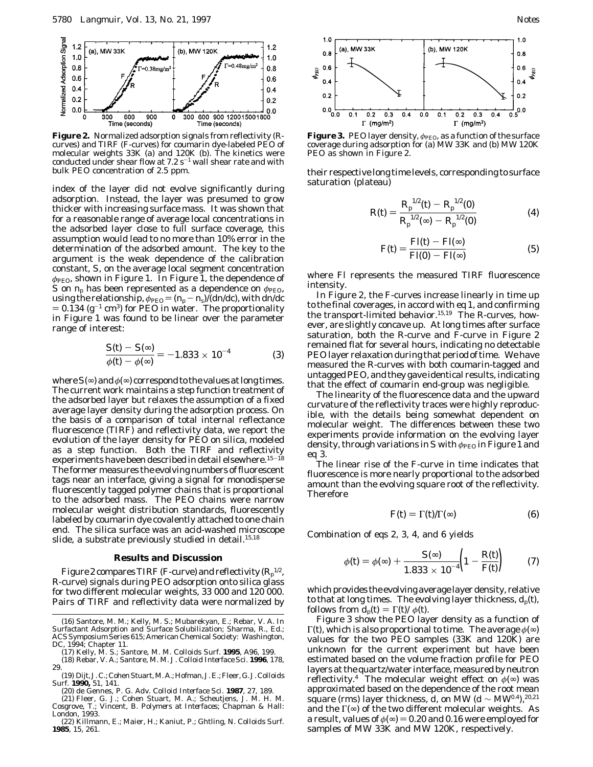**Figure 2.** Normalized adsorption signals from reflectivity (R-curves) and TIRF (F-curves) for coumarin dye-labeled PEO of molecular weights 33K (a) and 120K (b). The kinetics were conducted under shear flow at 7.2 $s^{-1}$ wall shear rate and with bulk PEO concentration of 2.5 ppm.

index of the layer did not evolve significantly during adsorption. Instead, the layer was presumed to grow thicker with increasing surface mass. It was shown that for a reasonable range of average local concentrations in the adsorbed layer close to full surface coverage, this assumption would lead to no more than 10% error in the determination of the adsorbed amount. The key to the argument is the weak dependence of the calibration constant, $S$, on the average local segment concentration $\phi_{PEO}$, shown in Figure 1. In Figure 1, the dependence of $S$ on $n_p$ has been represented as a dependence on $\phi_{PEO}$, using the relationship, $\phi_{PEO} = (n_p - n_s)/(dn/dc)$, with $dn/dc = 0.134$ ($g^{-1}$ $cm^3$) for PEO in water. The proportionality in Figure 1 was found to be linear over the parameter range of interest:

$$\frac{S(t) - S(\infty)}{\phi(t) - \phi(\infty)} = -1.833 \times 10^{-4} \tag{3}$$

where $S(\infty)$ and $\phi(\infty)$ correspond to the values at long times. The current work maintains a step function treatment of the adsorbed layer but relaxes the assumption of a fixed average layer density during the adsorption process. On the basis of a comparison of total internal reflectance fluorescence (TIRF) and reflectivity data, we report the evolution of the layer density for PEO on silica, modeled as a step function. Both the TIRF and reflectivity experiments have been described in detail elsewhere.[15-18] The former measures the evolving numbers of fluorescent tags near an interface, giving a signal for monodisperse fluorescently tagged polymer chains that is proportional to the adsorbed mass. The PEO chains were narrow molecular weight distribution standards, fluorescently labeled by coumarin dye covalently attached to one chain end. The silica surface was an acid-washed microscope slide, a substrate previously studied in detail.[15,18]

## Results and Discussion

Figure 2 compares TIRF (F-curve) and reflectivity ($R_p^{1/2}$, R-curve) signals during PEO adsorption onto silica glass for two different molecular weights, 33 000 and 120 000. Pairs of TIRF and reflectivity data were normalized by their respective long time levels, corresponding to surface saturation (plateau)

$$R(t) = \frac{R_p^{1/2}(t) - R_p^{1/2}(0)}{R_p^{1/2}(\infty) - R_p^{1/2}(0)} \tag{4}$$

$$F(t) = \frac{FI(t) - FI(\infty)}{FI(0) - FI(\infty)} \tag{5}$$

where FI represents the measured TIRF fluorescence intensity.

In Figure 2, the F-curves increase linearly in time up to the final coverages, in accord with eq 1, and confirming the transport-limited behavior.[15,19] The R-curves, however, are slightly concave up. At long times after surface saturation, both the R-curve and F-curve in Figure 2 remained flat for several hours, indicating no detectable PEO layer relaxation during that period of time. We have measured the R-curves with both coumarin-tagged and untagged PEO, and they gave identical results, indicating that the effect of coumarin end-group was negligible.

The linearity of the fluorescence data and the upward curvature of the reflectivity traces were highly reproducible, with the details being somewhat dependent on molecular weight. The differences between these two experiments provide information on the evolving layer density, through variations in $S$ with $\phi_{PEO}$ in Figure 1 and eq 3.

The linear rise of the F-curve in time indicates that fluorescence is more nearly proportional to the adsorbed amount than the evolving square root of the reflectivity. Therefore

$$F(t) = \Gamma(t)/\Gamma(\infty) \tag{6}$$

Combination of eqs 2, 3, 4, and 6 yields

$$\phi(t) = \phi(\infty) + \frac{S(\infty)}{1.833 \times 10^{-4}}\left(1 - \frac{R(t)}{F(t)}\right) \tag{7}$$

which provides the evolving average layer density, relative to that at long times. The evolving layer thickness, $d_p(t)$, follows from $d_p(t) = \Gamma(t)/\phi(t)$.

Figure 3 show the PEO layer density as a function of $\Gamma(t)$, which is also proportional to time. The average $\phi(\infty)$ values for the two PEO samples (33K and 120K) are unknown for the current experiment but have been estimated based on the volume fraction profile for PEO layers at the quartz/water interface, measured by neutron reflectivity.[4] The molecular weight effect on $\phi(\infty)$ was approximated based on the dependence of the root mean square (rms) layer thickness, $d$, on MW ($d \sim MW^{0.4}$),[20,21] and the $\Gamma(\infty)$ of the two different molecular weights. As a result, values of $\phi(\infty) = 0.20$ and 0.16 were employed for samples of MW 33K and MW 120K, respectively.

**Figure 3.** PEO layer density, $\phi_{PEO}$, as a function of the surface coverage during adsorption for (a) MW 33K and (b) MW 120K PEO as shown in Figure 2.

(16) Santore, M. M.; Kelly, M. S.; Mubarekyan, E.; Rebar, V. A. In Surfactant Adsorption and Surface Solubilization; Sharma, R., Ed.; ACS Symposium Series 615; American Chemical Society: Washington, DC, 1994; Chapter 11.

(17) Kelly, M. S.; Santore, M. M. *Colloids Surf.* **1995**, A96, 199.

(18) Rebar, V. A.; Santore, M. M. *J. Colloid Interface Sci.* **1996**, 178, 29.

(19) Dijt, J. C.; Cohen Stuart, M. A.; Hofman, J. E.; Fleer, G. J. *Colloids Surf.* **1990,** 51, 141.

(20) de Gennes, P. G. *Adv. Colloid Interface Sci.* **1987**, 27, 189.

(21) Fleer, G. J.; Cohen Stuart, M. A.; Scheutjens, J. M. H. M. Cosgrove, T.; Vincent, B. *Polymers at Interfaces*; Chapman & Hall: London, 1993.

(22) Killmann, E.; Maier, H.; Kaniut, P.; Ghtling, N. *Colloids Surf.* **1985**, 15, 261.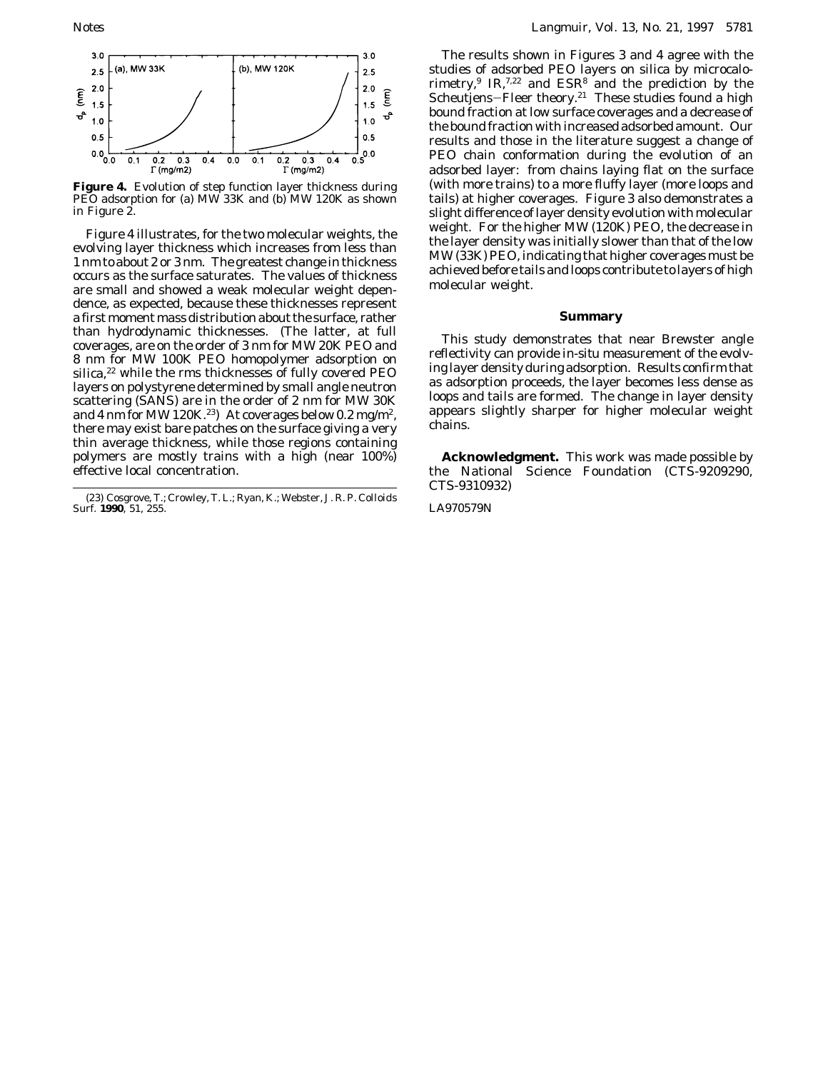3.0
2.5
2.0
1.5
1.0
0.5
0.0
(a), MW 33K
(b), MW 120K
$d_p$ (nm)
0.0 0.1 0.2 0.3 0.4
0.0 0.1 0.2 0.3 0.4 0.5
Γ (mg/m2)
Γ (mg/m2)

**Figure 4.** Evolution of step function layer thickness during PEO adsorption for (a) MW 33K and (b) MW 120K as shown in Figure 2.

Figure 4 illustrates, for the two molecular weights, the evolving layer thickness which increases from less than 1 nm to about 2 or 3 nm. The greatest change in thickness occurs as the surface saturates. The values of thickness are small and showed a weak molecular weight dependence, as expected, because these thicknesses represent a first moment mass distribution about the surface, rather than hydrodynamic thicknesses. (The latter, at full coverages, are on the order of 3 nm for MW 20K PEO and 8 nm for MW 100K PEO homopolymer adsorption on silica,[22] while the rms thicknesses of fully covered PEO layers on polystyrene determined by small angle neutron scattering (SANS) are in the order of 2 nm for MW 30K and 4 nm for MW 120K.[23]) At coverages below 0.2 mg/m$^2$, there may exist bare patches on the surface giving a very thin average thickness, while those regions containing polymers are mostly trains with a high (near 100%) effective local concentration.

The results shown in Figures 3 and 4 agree with the studies of adsorbed PEO layers on silica by microcalorimetry,[9] IR,[7,22] and ESR[8] and the prediction by the Scheutjens–Fleer theory.[21] These studies found a high bound fraction at low surface coverages and a decrease of the bound fraction with increased adsorbed amount. Our results and those in the literature suggest a change of PEO chain conformation during the evolution of an adsorbed layer: from chains laying flat on the surface (with more trains) to a more fluffy layer (more loops and tails) at higher coverages. Figure 3 also demonstrates a slight difference of layer density evolution with molecular weight. For the higher MW (120K) PEO, the decrease in the layer density was initially slower than that of the low MW (33K) PEO, indicating that higher coverages must be achieved before tails and loops contribute to layers of high molecular weight.

## Summary

This study demonstrates that near Brewster angle reflectivity can provide in-situ measurement of the evolving layer density during adsorption. Results confirm that as adsorption proceeds, the layer becomes less dense as loops and tails are formed. The change in layer density appears slightly sharper for higher molecular weight chains.

**Acknowledgment.** This work was made possible by the National Science Foundation (CTS-9209290, CTS-9310932)

LA970579N

(23) Cosgrove, T.; Crowley, T. L.; Ryan, K.; Webster, J. R. P. *Colloids Surf.* **1990**, *51*, 255.